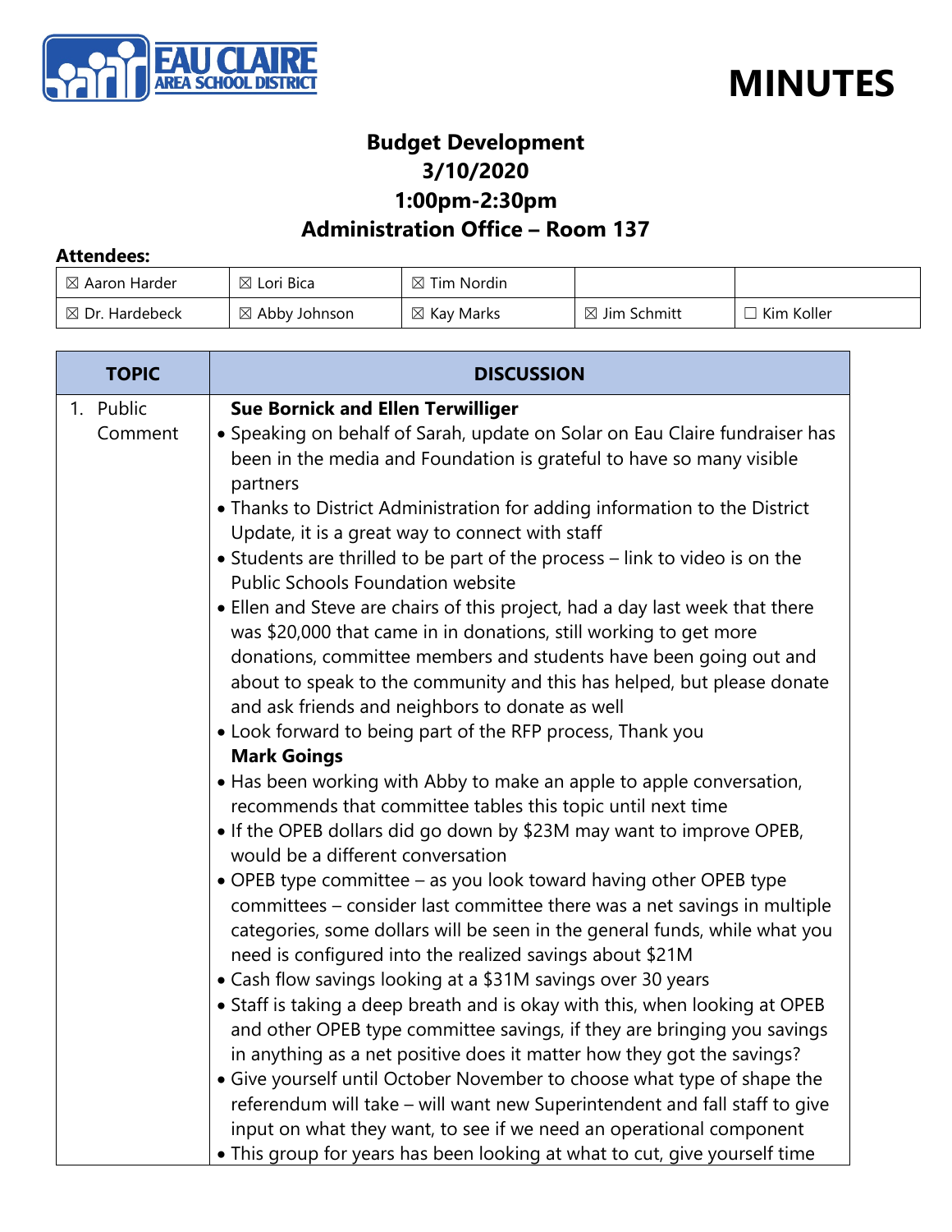# MINUTES

EAU CLAIRE AREA SCHOOL DISTRICT

## Budget Development
## 3/10/2020
## 1:00pm-2:30pm
## Administration Office – Room 137

**Attendees:**

| | | | | |
|---|---|---|---|---|
| ☒ Aaron Harder | ☒ Lori Bica | ☒ Tim Nordin | | |
| ☒ Dr. Hardebeck | ☒ Abby Johnson | ☒ Kay Marks | ☒ Jim Schmitt | ☐ Kim Koller |

| TOPIC | DISCUSSION |
|---|---|
| 1. Public Comment | **Sue Bornick and Ellen Terwilliger**<br>• Speaking on behalf of Sarah, update on Solar on Eau Claire fundraiser has been in the media and Foundation is grateful to have so many visible partners<br>• Thanks to District Administration for adding information to the District Update, it is a great way to connect with staff<br>• Students are thrilled to be part of the process – link to video is on the Public Schools Foundation website<br>• Ellen and Steve are chairs of this project, had a day last week that there was $20,000 that came in in donations, still working to get more donations, committee members and students have been going out and about to speak to the community and this has helped, but please donate and ask friends and neighbors to donate as well<br>• Look forward to being part of the RFP process, Thank you<br>**Mark Goings**<br>• Has been working with Abby to make an apple to apple conversation, recommends that committee tables this topic until next time<br>• If the OPEB dollars did go down by $23M may want to improve OPEB, would be a different conversation<br>• OPEB type committee – as you look toward having other OPEB type committees – consider last committee there was a net savings in multiple categories, some dollars will be seen in the general funds, while what you need is configured into the realized savings about $21M<br>• Cash flow savings looking at a $31M savings over 30 years<br>• Staff is taking a deep breath and is okay with this, when looking at OPEB and other OPEB type committee savings, if they are bringing you savings in anything as a net positive does it matter how they got the savings?<br>• Give yourself until October November to choose what type of shape the referendum will take – will want new Superintendent and fall staff to give input on what they want, to see if we need an operational component<br>• This group for years has been looking at what to cut, give yourself time |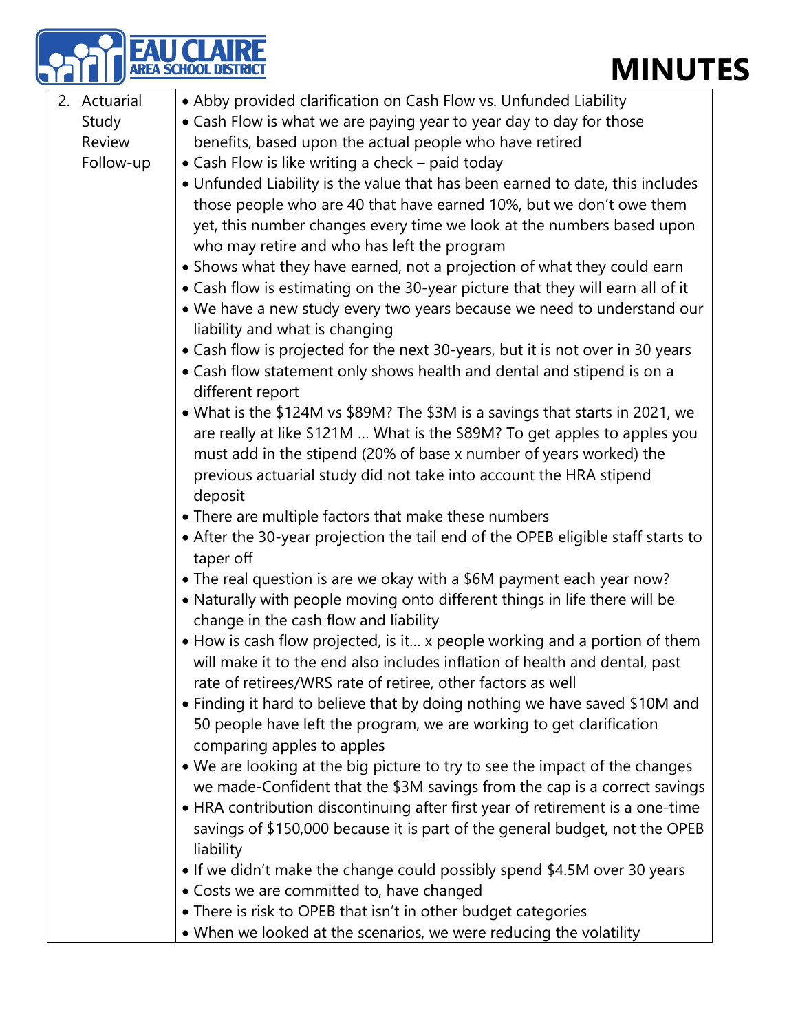| | |
|---|---|
| 2. Actuarial Study Review Follow-up | • Abby provided clarification on Cash Flow vs. Unfunded Liability<br>• Cash Flow is what we are paying year to year day to day for those benefits, based upon the actual people who have retired<br>• Cash Flow is like writing a check – paid today<br>• Unfunded Liability is the value that has been earned to date, this includes those people who are 40 that have earned 10%, but we don't owe them yet, this number changes every time we look at the numbers based upon who may retire and who has left the program<br>• Shows what they have earned, not a projection of what they could earn<br>• Cash flow is estimating on the 30-year picture that they will earn all of it<br>• We have a new study every two years because we need to understand our liability and what is changing<br>• Cash flow is projected for the next 30-years, but it is not over in 30 years<br>• Cash flow statement only shows health and dental and stipend is on a different report<br>• What is the $124M vs $89M? The $3M is a savings that starts in 2021, we are really at like $121M … What is the $89M? To get apples to apples you must add in the stipend (20% of base x number of years worked) the previous actuarial study did not take into account the HRA stipend deposit<br>• There are multiple factors that make these numbers<br>• After the 30-year projection the tail end of the OPEB eligible staff starts to taper off<br>• The real question is are we okay with a $6M payment each year now?<br>• Naturally with people moving onto different things in life there will be change in the cash flow and liability<br>• How is cash flow projected, is it… x people working and a portion of them will make it to the end also includes inflation of health and dental, past rate of retirees/WRS rate of retiree, other factors as well<br>• Finding it hard to believe that by doing nothing we have saved $10M and 50 people have left the program, we are working to get clarification comparing apples to apples<br>• We are looking at the big picture to try to see the impact of the changes we made-Confident that the $3M savings from the cap is a correct savings<br>• HRA contribution discontinuing after first year of retirement is a one-time savings of $150,000 because it is part of the general budget, not the OPEB liability<br>• If we didn't make the change could possibly spend $4.5M over 30 years<br>• Costs we are committed to, have changed<br>• There is risk to OPEB that isn't in other budget categories<br>• When we looked at the scenarios, we were reducing the volatility |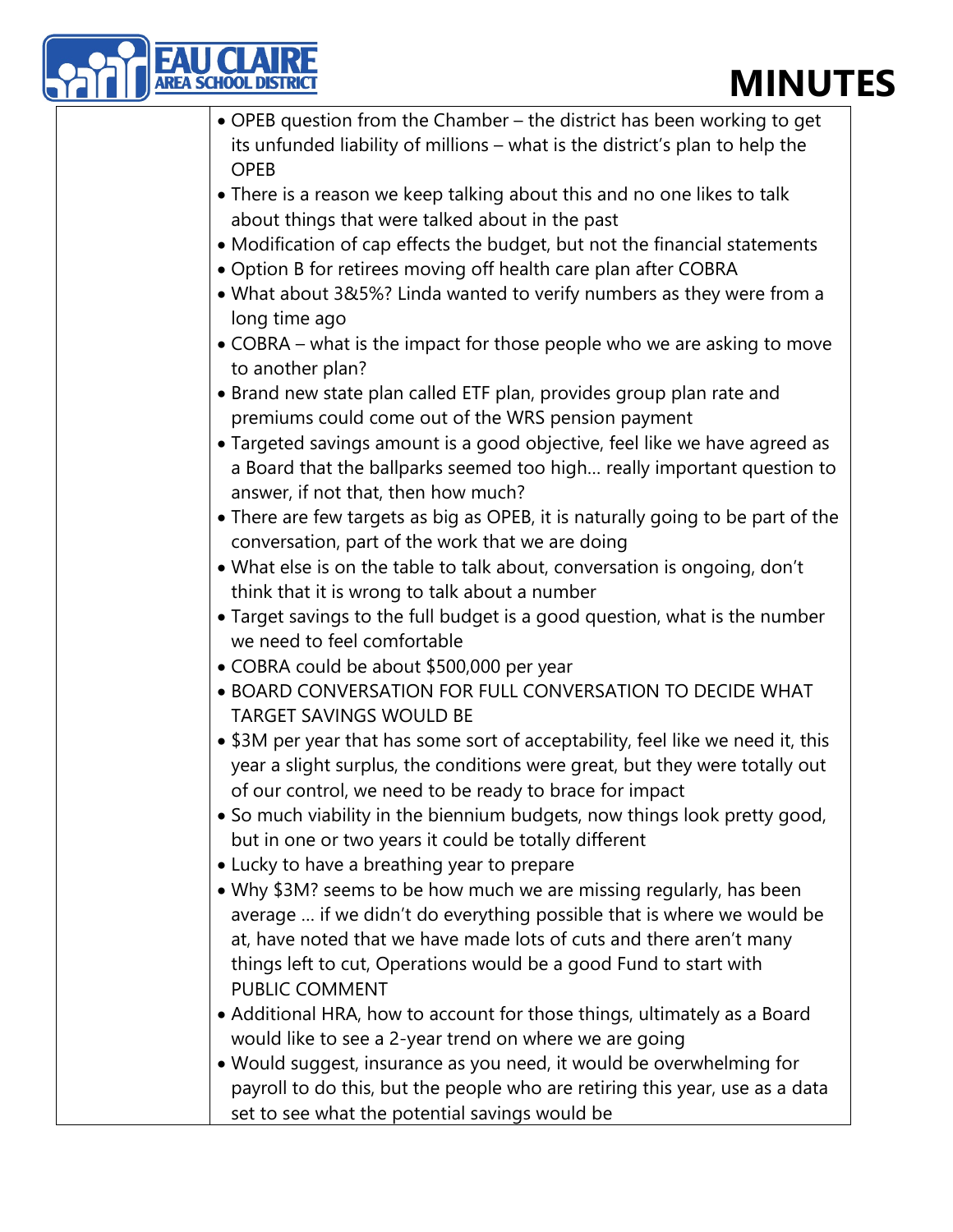| | |
|---|---|
| | • OPEB question from the Chamber – the district has been working to get its unfunded liability of millions – what is the district's plan to help the OPEB<br>• There is a reason we keep talking about this and no one likes to talk about things that were talked about in the past<br>• Modification of cap effects the budget, but not the financial statements<br>• Option B for retirees moving off health care plan after COBRA<br>• What about 3&5%? Linda wanted to verify numbers as they were from a long time ago<br>• COBRA – what is the impact for those people who we are asking to move to another plan?<br>• Brand new state plan called ETF plan, provides group plan rate and premiums could come out of the WRS pension payment<br>• Targeted savings amount is a good objective, feel like we have agreed as a Board that the ballparks seemed too high… really important question to answer, if not that, then how much?<br>• There are few targets as big as OPEB, it is naturally going to be part of the conversation, part of the work that we are doing<br>• What else is on the table to talk about, conversation is ongoing, don't think that it is wrong to talk about a number<br>• Target savings to the full budget is a good question, what is the number we need to feel comfortable<br>• COBRA could be about $500,000 per year<br>• BOARD CONVERSATION FOR FULL CONVERSATION TO DECIDE WHAT TARGET SAVINGS WOULD BE<br>• $3M per year that has some sort of acceptability, feel like we need it, this year a slight surplus, the conditions were great, but they were totally out of our control, we need to be ready to brace for impact<br>• So much viability in the biennium budgets, now things look pretty good, but in one or two years it could be totally different<br>• Lucky to have a breathing year to prepare<br>• Why $3M? seems to be how much we are missing regularly, has been average … if we didn't do everything possible that is where we would be at, have noted that we have made lots of cuts and there aren't many things left to cut, Operations would be a good Fund to start with<br>PUBLIC COMMENT<br>• Additional HRA, how to account for those things, ultimately as a Board would like to see a 2-year trend on where we are going<br>• Would suggest, insurance as you need, it would be overwhelming for payroll to do this, but the people who are retiring this year, use as a data set to see what the potential savings would be |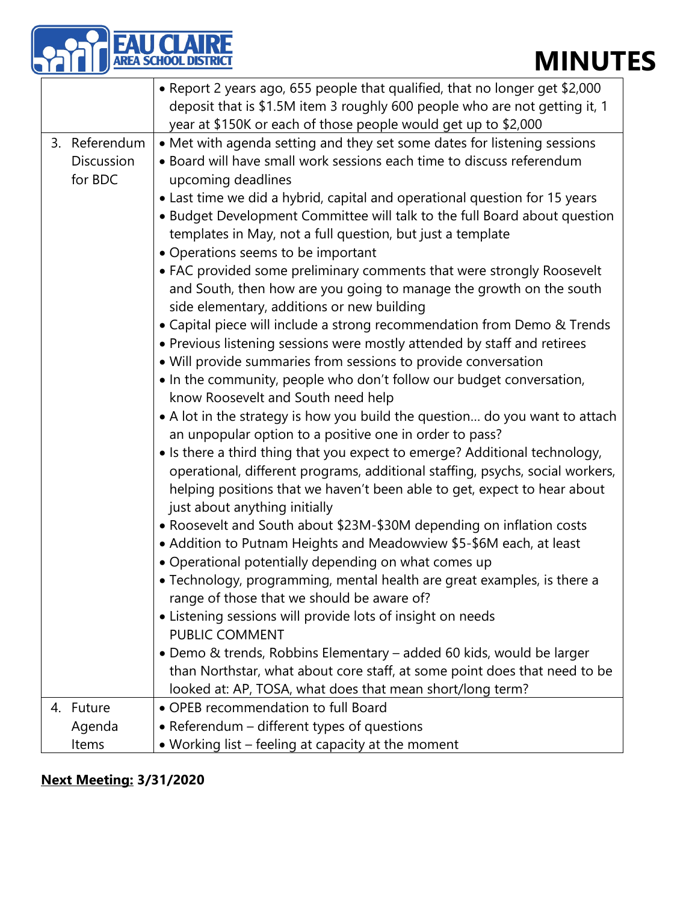| | |
|---|---|
| | • Report 2 years ago, 655 people that qualified, that no longer get $2,000 deposit that is $1.5M item 3 roughly 600 people who are not getting it, 1 year at $150K or each of those people would get up to $2,000 |
| 3. Referendum Discussion for BDC | • Met with agenda setting and they set some dates for listening sessions<br>• Board will have small work sessions each time to discuss referendum upcoming deadlines<br>• Last time we did a hybrid, capital and operational question for 15 years<br>• Budget Development Committee will talk to the full Board about question templates in May, not a full question, but just a template<br>• Operations seems to be important<br>• FAC provided some preliminary comments that were strongly Roosevelt and South, then how are you going to manage the growth on the south side elementary, additions or new building<br>• Capital piece will include a strong recommendation from Demo & Trends<br>• Previous listening sessions were mostly attended by staff and retirees<br>• Will provide summaries from sessions to provide conversation<br>• In the community, people who don't follow our budget conversation, know Roosevelt and South need help<br>• A lot in the strategy is how you build the question… do you want to attach an unpopular option to a positive one in order to pass?<br>• Is there a third thing that you expect to emerge? Additional technology, operational, different programs, additional staffing, psychs, social workers, helping positions that we haven't been able to get, expect to hear about just about anything initially<br>• Roosevelt and South about $23M-$30M depending on inflation costs<br>• Addition to Putnam Heights and Meadowview $5-$6M each, at least<br>• Operational potentially depending on what comes up<br>• Technology, programming, mental health are great examples, is there a range of those that we should be aware of?<br>• Listening sessions will provide lots of insight on needs<br>PUBLIC COMMENT<br>• Demo & trends, Robbins Elementary – added 60 kids, would be larger than Northstar, what about core staff, at some point does that need to be looked at: AP, TOSA, what does that mean short/long term? |
| 4. Future Agenda Items | • OPEB recommendation to full Board<br>• Referendum – different types of questions<br>• Working list – feeling at capacity at the moment |

**Next Meeting: 3/31/2020**